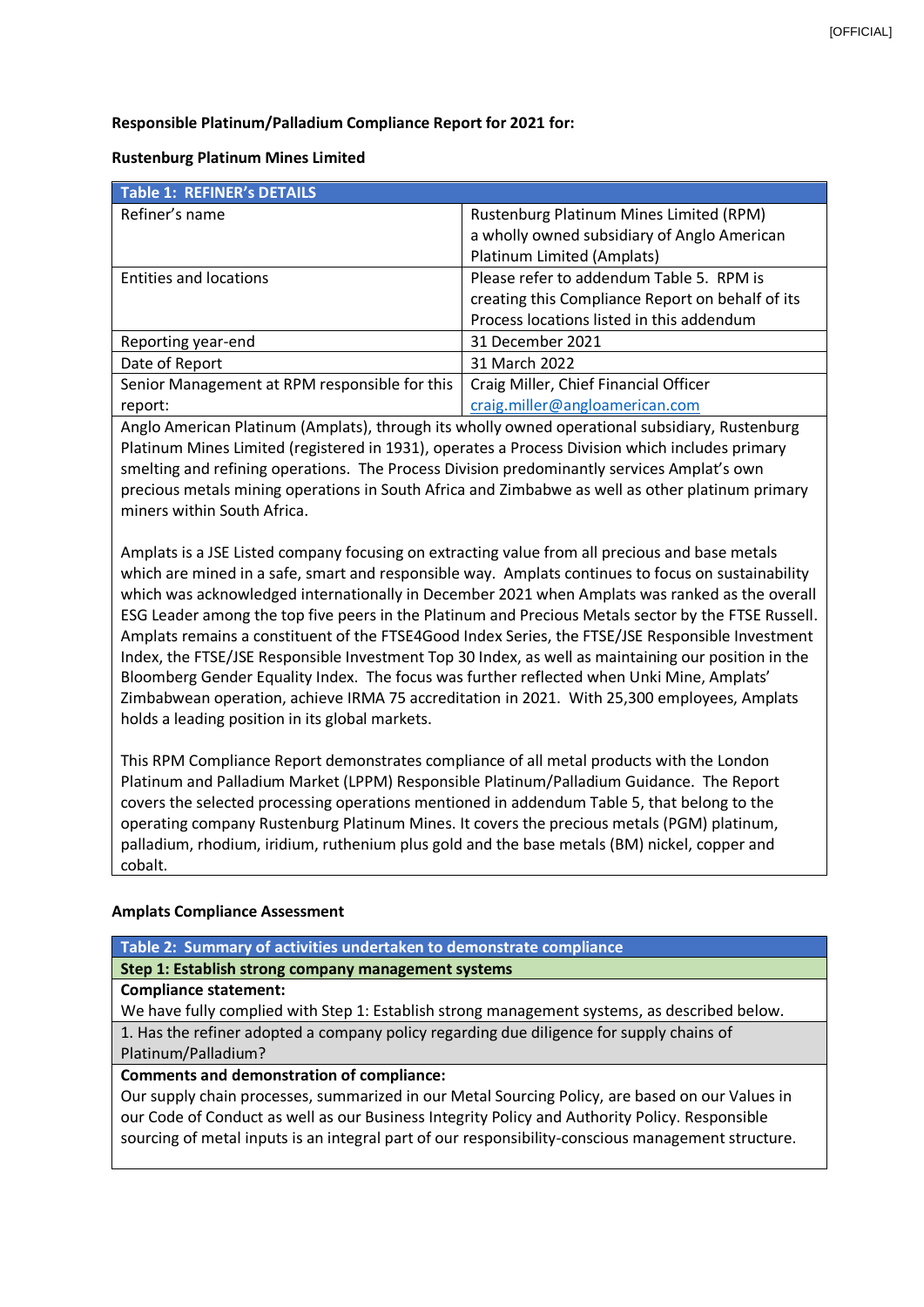**Responsible Platinum/Palladium Compliance Report for 2021 for:**

**Rustenburg Platinum Mines Limited**

| Table 1: REFINER's DETAILS | |
|---|---|
| Refiner's name | Rustenburg Platinum Mines Limited (RPM) a wholly owned subsidiary of Anglo American Platinum Limited (Amplats) |
| Entities and locations | Please refer to addendum Table 5. RPM is creating this Compliance Report on behalf of its Process locations listed in this addendum |
| Reporting year-end | 31 December 2021 |
| Date of Report | 31 March 2022 |
| Senior Management at RPM responsible for this report: | Craig Miller, Chief Financial Officer craig.miller@angloamerican.com |

Anglo American Platinum (Amplats), through its wholly owned operational subsidiary, Rustenburg Platinum Mines Limited (registered in 1931), operates a Process Division which includes primary smelting and refining operations. The Process Division predominantly services Amplat's own precious metals mining operations in South Africa and Zimbabwe as well as other platinum primary miners within South Africa.

Amplats is a JSE Listed company focusing on extracting value from all precious and base metals which are mined in a safe, smart and responsible way. Amplats continues to focus on sustainability which was acknowledged internationally in December 2021 when Amplats was ranked as the overall ESG Leader among the top five peers in the Platinum and Precious Metals sector by the FTSE Russell. Amplats remains a constituent of the FTSE4Good Index Series, the FTSE/JSE Responsible Investment Index, the FTSE/JSE Responsible Investment Top 30 Index, as well as maintaining our position in the Bloomberg Gender Equality Index. The focus was further reflected when Unki Mine, Amplats' Zimbabwean operation, achieve IRMA 75 accreditation in 2021. With 25,300 employees, Amplats holds a leading position in its global markets.

This RPM Compliance Report demonstrates compliance of all metal products with the London Platinum and Palladium Market (LPPM) Responsible Platinum/Palladium Guidance. The Report covers the selected processing operations mentioned in addendum Table 5, that belong to the operating company Rustenburg Platinum Mines. It covers the precious metals (PGM) platinum, palladium, rhodium, iridium, ruthenium plus gold and the base metals (BM) nickel, copper and cobalt.

**Amplats Compliance Assessment**

| Table 2: Summary of activities undertaken to demonstrate compliance |
|---|
| **Step 1: Establish strong company management systems** |
| **Compliance statement:** We have fully complied with Step 1: Establish strong management systems, as described below. |
| 1. Has the refiner adopted a company policy regarding due diligence for supply chains of Platinum/Palladium? |
| **Comments and demonstration of compliance:** Our supply chain processes, summarized in our Metal Sourcing Policy, are based on our Values in our Code of Conduct as well as our Business Integrity Policy and Authority Policy. Responsible sourcing of metal inputs is an integral part of our responsibility-conscious management structure. |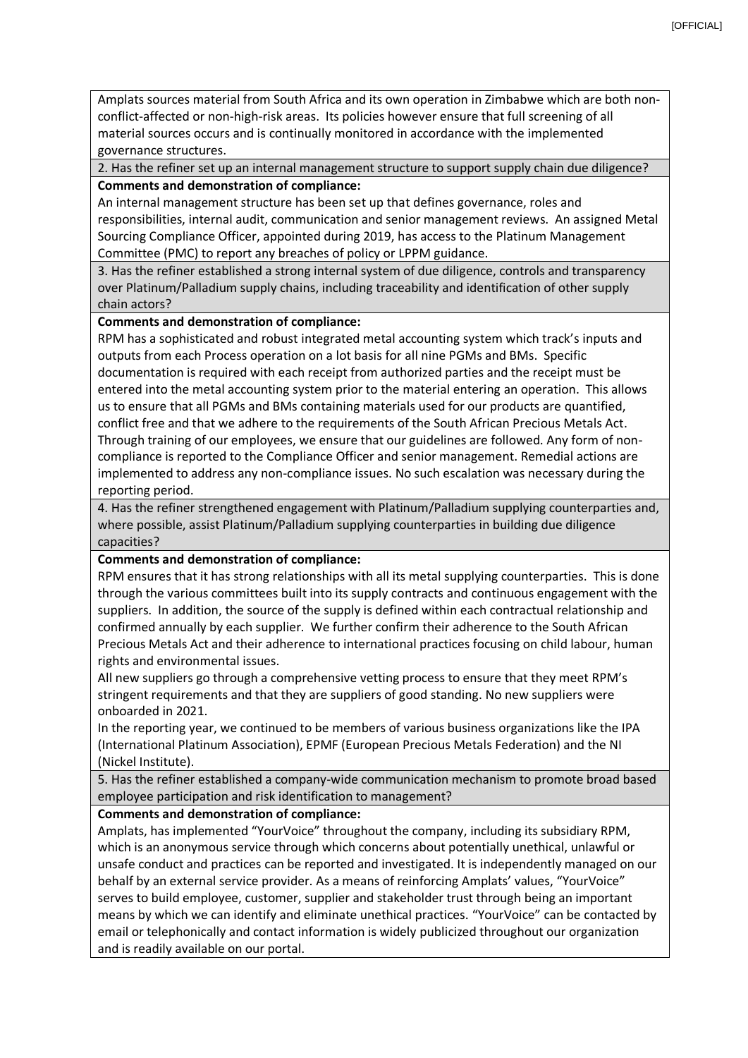Amplats sources material from South Africa and its own operation in Zimbabwe which are both non-conflict-affected or non-high-risk areas. Its policies however ensure that full screening of all material sources occurs and is continually monitored in accordance with the implemented governance structures.

2. Has the refiner set up an internal management structure to support supply chain due diligence?

**Comments and demonstration of compliance:**

An internal management structure has been set up that defines governance, roles and responsibilities, internal audit, communication and senior management reviews. An assigned Metal Sourcing Compliance Officer, appointed during 2019, has access to the Platinum Management Committee (PMC) to report any breaches of policy or LPPM guidance.

3. Has the refiner established a strong internal system of due diligence, controls and transparency over Platinum/Palladium supply chains, including traceability and identification of other supply chain actors?

**Comments and demonstration of compliance:**

RPM has a sophisticated and robust integrated metal accounting system which track's inputs and outputs from each Process operation on a lot basis for all nine PGMs and BMs. Specific documentation is required with each receipt from authorized parties and the receipt must be entered into the metal accounting system prior to the material entering an operation. This allows us to ensure that all PGMs and BMs containing materials used for our products are quantified, conflict free and that we adhere to the requirements of the South African Precious Metals Act. Through training of our employees, we ensure that our guidelines are followed. Any form of non-compliance is reported to the Compliance Officer and senior management. Remedial actions are implemented to address any non-compliance issues. No such escalation was necessary during the reporting period.

4. Has the refiner strengthened engagement with Platinum/Palladium supplying counterparties and, where possible, assist Platinum/Palladium supplying counterparties in building due diligence capacities?

**Comments and demonstration of compliance:**

RPM ensures that it has strong relationships with all its metal supplying counterparties. This is done through the various committees built into its supply contracts and continuous engagement with the suppliers. In addition, the source of the supply is defined within each contractual relationship and confirmed annually by each supplier. We further confirm their adherence to the South African Precious Metals Act and their adherence to international practices focusing on child labour, human rights and environmental issues.

All new suppliers go through a comprehensive vetting process to ensure that they meet RPM's stringent requirements and that they are suppliers of good standing. No new suppliers were onboarded in 2021.

In the reporting year, we continued to be members of various business organizations like the IPA (International Platinum Association), EPMF (European Precious Metals Federation) and the NI (Nickel Institute).

5. Has the refiner established a company-wide communication mechanism to promote broad based employee participation and risk identification to management?

**Comments and demonstration of compliance:**

Amplats, has implemented "YourVoice" throughout the company, including its subsidiary RPM, which is an anonymous service through which concerns about potentially unethical, unlawful or unsafe conduct and practices can be reported and investigated. It is independently managed on our behalf by an external service provider. As a means of reinforcing Amplats' values, "YourVoice" serves to build employee, customer, supplier and stakeholder trust through being an important means by which we can identify and eliminate unethical practices. "YourVoice" can be contacted by email or telephonically and contact information is widely publicized throughout our organization and is readily available on our portal.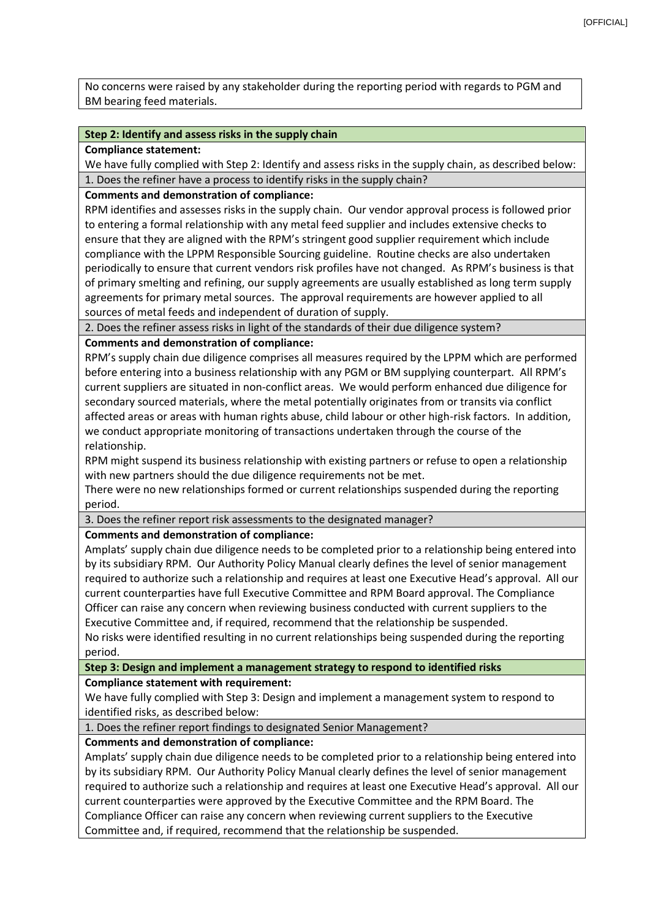No concerns were raised by any stakeholder during the reporting period with regards to PGM and BM bearing feed materials.

**Step 2: Identify and assess risks in the supply chain**

**Compliance statement:**

We have fully complied with Step 2: Identify and assess risks in the supply chain, as described below:

1. Does the refiner have a process to identify risks in the supply chain?

**Comments and demonstration of compliance:**

RPM identifies and assesses risks in the supply chain. Our vendor approval process is followed prior to entering a formal relationship with any metal feed supplier and includes extensive checks to ensure that they are aligned with the RPM's stringent good supplier requirement which include compliance with the LPPM Responsible Sourcing guideline. Routine checks are also undertaken periodically to ensure that current vendors risk profiles have not changed. As RPM's business is that of primary smelting and refining, our supply agreements are usually established as long term supply agreements for primary metal sources. The approval requirements are however applied to all sources of metal feeds and independent of duration of supply.

2. Does the refiner assess risks in light of the standards of their due diligence system?

**Comments and demonstration of compliance:**

RPM's supply chain due diligence comprises all measures required by the LPPM which are performed before entering into a business relationship with any PGM or BM supplying counterpart. All RPM's current suppliers are situated in non-conflict areas. We would perform enhanced due diligence for secondary sourced materials, where the metal potentially originates from or transits via conflict affected areas or areas with human rights abuse, child labour or other high-risk factors. In addition, we conduct appropriate monitoring of transactions undertaken through the course of the relationship.

RPM might suspend its business relationship with existing partners or refuse to open a relationship with new partners should the due diligence requirements not be met.

There were no new relationships formed or current relationships suspended during the reporting period.

3. Does the refiner report risk assessments to the designated manager?

**Comments and demonstration of compliance:**

Amplats' supply chain due diligence needs to be completed prior to a relationship being entered into by its subsidiary RPM. Our Authority Policy Manual clearly defines the level of senior management required to authorize such a relationship and requires at least one Executive Head's approval. All our current counterparties have full Executive Committee and RPM Board approval. The Compliance Officer can raise any concern when reviewing business conducted with current suppliers to the Executive Committee and, if required, recommend that the relationship be suspended.

No risks were identified resulting in no current relationships being suspended during the reporting period.

**Step 3: Design and implement a management strategy to respond to identified risks**

**Compliance statement with requirement:**

We have fully complied with Step 3: Design and implement a management system to respond to identified risks, as described below:

1. Does the refiner report findings to designated Senior Management?

**Comments and demonstration of compliance:**

Amplats' supply chain due diligence needs to be completed prior to a relationship being entered into by its subsidiary RPM. Our Authority Policy Manual clearly defines the level of senior management required to authorize such a relationship and requires at least one Executive Head's approval. All our current counterparties were approved by the Executive Committee and the RPM Board. The Compliance Officer can raise any concern when reviewing current suppliers to the Executive Committee and, if required, recommend that the relationship be suspended.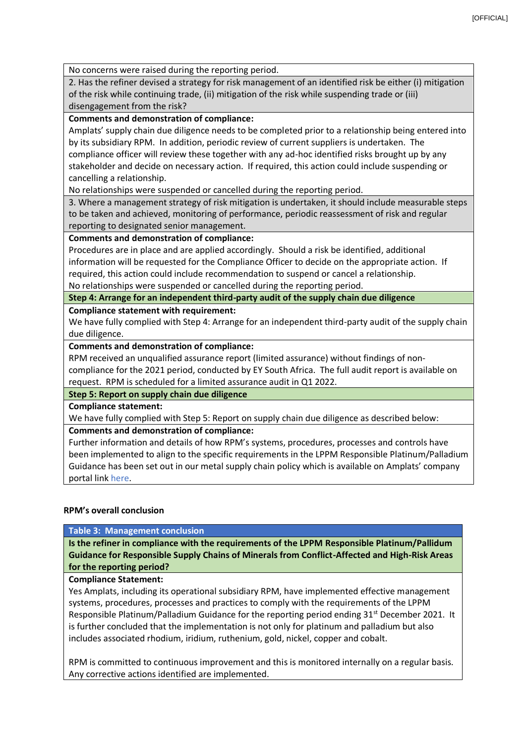No concerns were raised during the reporting period.

2. Has the refiner devised a strategy for risk management of an identified risk be either (i) mitigation of the risk while continuing trade, (ii) mitigation of the risk while suspending trade or (iii) disengagement from the risk?

**Comments and demonstration of compliance:**

Amplats' supply chain due diligence needs to be completed prior to a relationship being entered into by its subsidiary RPM. In addition, periodic review of current suppliers is undertaken. The compliance officer will review these together with any ad-hoc identified risks brought up by any stakeholder and decide on necessary action. If required, this action could include suspending or cancelling a relationship.

No relationships were suspended or cancelled during the reporting period.

3. Where a management strategy of risk mitigation is undertaken, it should include measurable steps to be taken and achieved, monitoring of performance, periodic reassessment of risk and regular reporting to designated senior management.

**Comments and demonstration of compliance:**

Procedures are in place and are applied accordingly. Should a risk be identified, additional information will be requested for the Compliance Officer to decide on the appropriate action. If required, this action could include recommendation to suspend or cancel a relationship.

No relationships were suspended or cancelled during the reporting period.

**Step 4: Arrange for an independent third-party audit of the supply chain due diligence**

**Compliance statement with requirement:**

We have fully complied with Step 4: Arrange for an independent third-party audit of the supply chain due diligence.

**Comments and demonstration of compliance:**

RPM received an unqualified assurance report (limited assurance) without findings of non-compliance for the 2021 period, conducted by EY South Africa. The full audit report is available on request. RPM is scheduled for a limited assurance audit in Q1 2022.

**Step 5: Report on supply chain due diligence**

**Compliance statement:**

We have fully complied with Step 5: Report on supply chain due diligence as described below:

**Comments and demonstration of compliance:**

Further information and details of how RPM's systems, procedures, processes and controls have been implemented to align to the specific requirements in the LPPM Responsible Platinum/Palladium Guidance has been set out in our metal supply chain policy which is available on Amplats' company portal link here.

**RPM's overall conclusion**

**Table 3: Management conclusion**

**Is the refiner in compliance with the requirements of the LPPM Responsible Platinum/Pallidum Guidance for Responsible Supply Chains of Minerals from Conflict-Affected and High-Risk Areas for the reporting period?**

**Compliance Statement:**

Yes Amplats, including its operational subsidiary RPM, have implemented effective management systems, procedures, processes and practices to comply with the requirements of the LPPM Responsible Platinum/Palladium Guidance for the reporting period ending 31st December 2021. It is further concluded that the implementation is not only for platinum and palladium but also includes associated rhodium, iridium, ruthenium, gold, nickel, copper and cobalt.

RPM is committed to continuous improvement and this is monitored internally on a regular basis. Any corrective actions identified are implemented.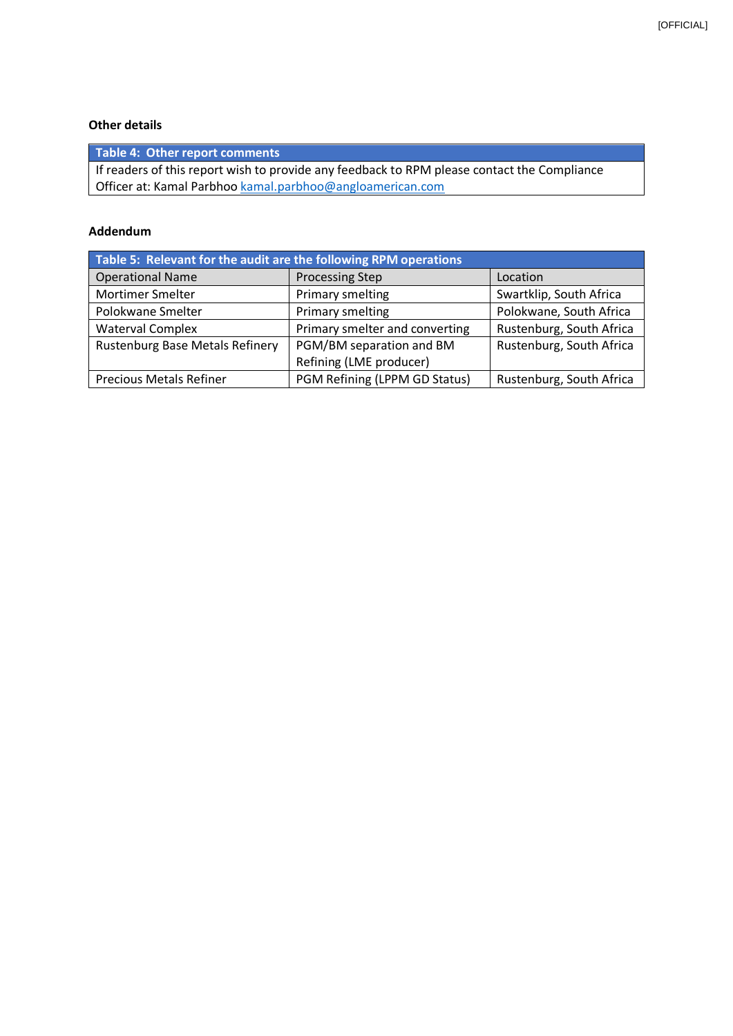**Other details**

| Table 4: Other report comments |
|---|
| If readers of this report wish to provide any feedback to RPM please contact the Compliance Officer at: Kamal Parbhoo kamal.parbhoo@angloamerican.com |

**Addendum**

| Table 5: Relevant for the audit are the following RPM operations | | |
|---|---|---|
| Operational Name | Processing Step | Location |
| Mortimer Smelter | Primary smelting | Swartklip, South Africa |
| Polokwane Smelter | Primary smelting | Polokwane, South Africa |
| Waterval Complex | Primary smelter and converting | Rustenburg, South Africa |
| Rustenburg Base Metals Refinery | PGM/BM separation and BM Refining (LME producer) | Rustenburg, South Africa |
| Precious Metals Refiner | PGM Refining (LPPM GD Status) | Rustenburg, South Africa |